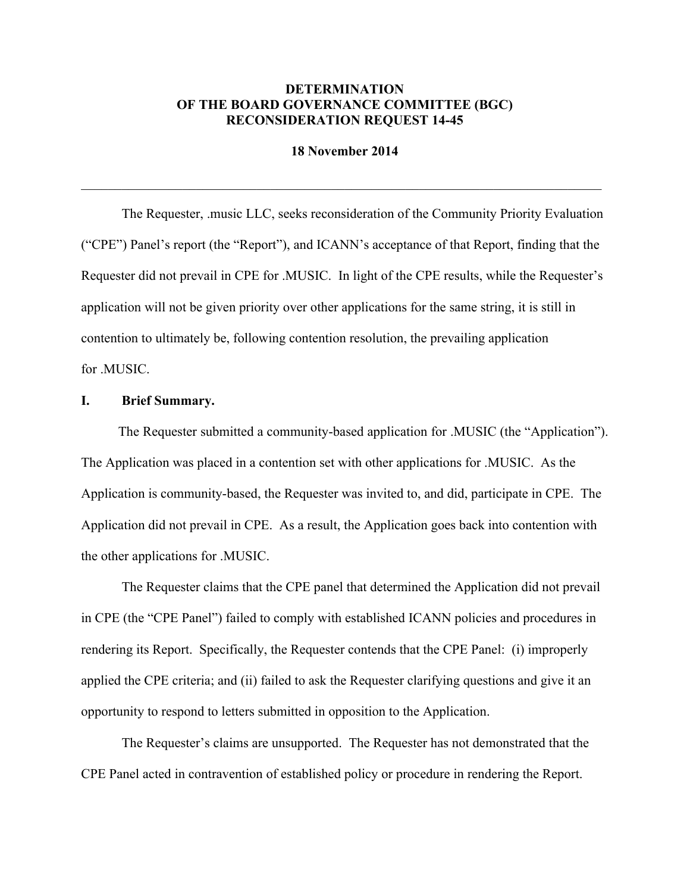# DETERMINATION
# OF THE BOARD GOVERNANCE COMMITTEE (BGC)
# RECONSIDERATION REQUEST 14-45

**18 November 2014**

---

The Requester, .music LLC, seeks reconsideration of the Community Priority Evaluation ("CPE") Panel's report (the "Report"), and ICANN's acceptance of that Report, finding that the Requester did not prevail in CPE for .MUSIC. In light of the CPE results, while the Requester's application will not be given priority over other applications for the same string, it is still in contention to ultimately be, following contention resolution, the prevailing application for .MUSIC.

## I. Brief Summary.

The Requester submitted a community-based application for .MUSIC (the "Application"). The Application was placed in a contention set with other applications for .MUSIC. As the Application is community-based, the Requester was invited to, and did, participate in CPE. The Application did not prevail in CPE. As a result, the Application goes back into contention with the other applications for .MUSIC.

The Requester claims that the CPE panel that determined the Application did not prevail in CPE (the "CPE Panel") failed to comply with established ICANN policies and procedures in rendering its Report. Specifically, the Requester contends that the CPE Panel: (i) improperly applied the CPE criteria; and (ii) failed to ask the Requester clarifying questions and give it an opportunity to respond to letters submitted in opposition to the Application.

The Requester's claims are unsupported. The Requester has not demonstrated that the CPE Panel acted in contravention of established policy or procedure in rendering the Report.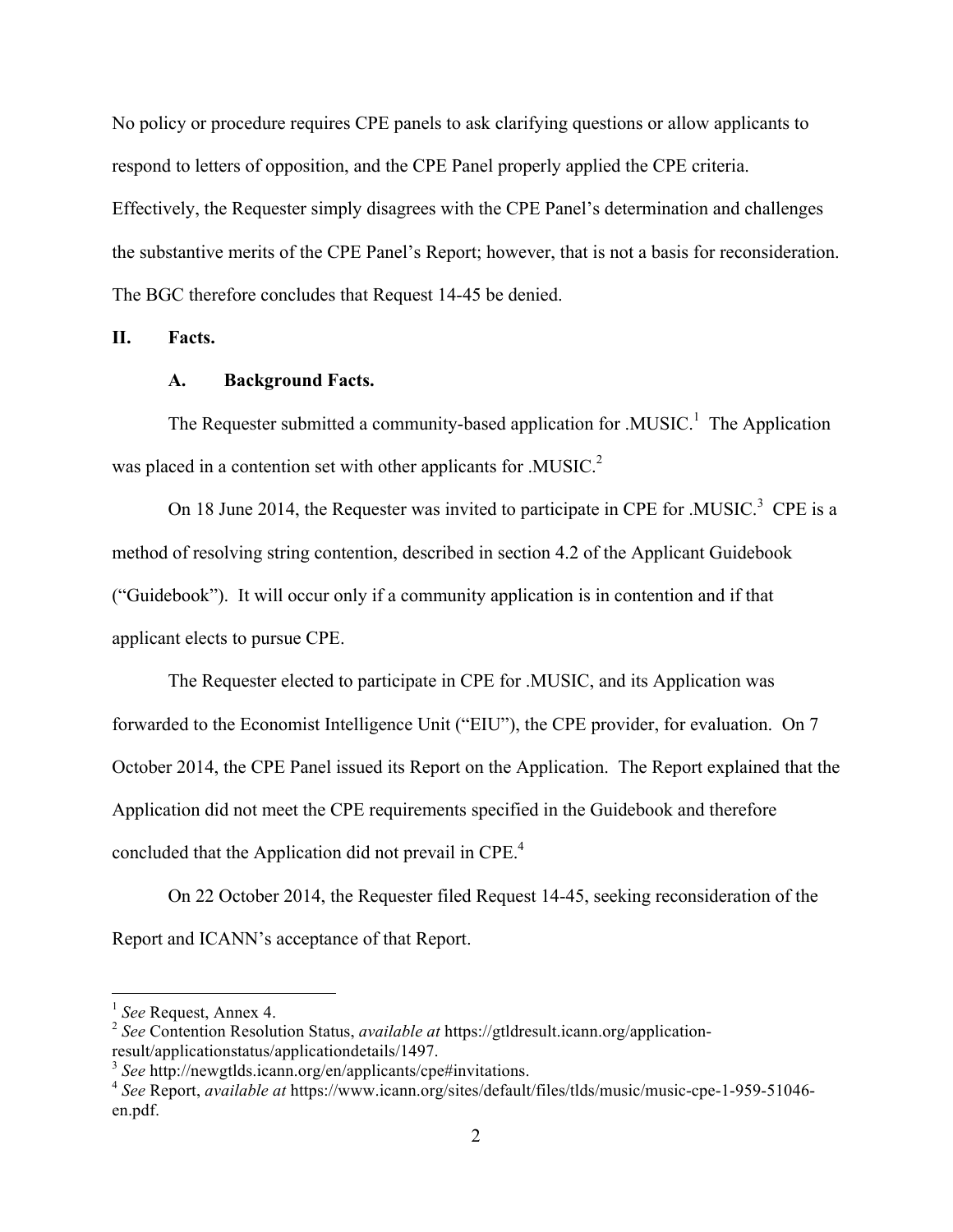No policy or procedure requires CPE panels to ask clarifying questions or allow applicants to respond to letters of opposition, and the CPE Panel properly applied the CPE criteria. Effectively, the Requester simply disagrees with the CPE Panel's determination and challenges the substantive merits of the CPE Panel's Report; however, that is not a basis for reconsideration. The BGC therefore concludes that Request 14-45 be denied.

## II. Facts.

### A. Background Facts.

The Requester submitted a community-based application for .MUSIC.[1] The Application was placed in a contention set with other applicants for .MUSIC.[2]

On 18 June 2014, the Requester was invited to participate in CPE for .MUSIC.[3] CPE is a method of resolving string contention, described in section 4.2 of the Applicant Guidebook ("Guidebook"). It will occur only if a community application is in contention and if that applicant elects to pursue CPE.

The Requester elected to participate in CPE for .MUSIC, and its Application was forwarded to the Economist Intelligence Unit ("EIU"), the CPE provider, for evaluation. On 7 October 2014, the CPE Panel issued its Report on the Application. The Report explained that the Application did not meet the CPE requirements specified in the Guidebook and therefore concluded that the Application did not prevail in CPE.[4]

On 22 October 2014, the Requester filed Request 14-45, seeking reconsideration of the Report and ICANN's acceptance of that Report.

---

[1] *See* Request, Annex 4.

[2] *See* Contention Resolution Status, *available at* https://gtldresult.icann.org/application-result/applicationstatus/applicationdetails/1497.

[3] *See* http://newgtlds.icann.org/en/applicants/cpe#invitations.

[4] *See* Report, *available at* https://www.icann.org/sites/default/files/tlds/music/music-cpe-1-959-51046-en.pdf.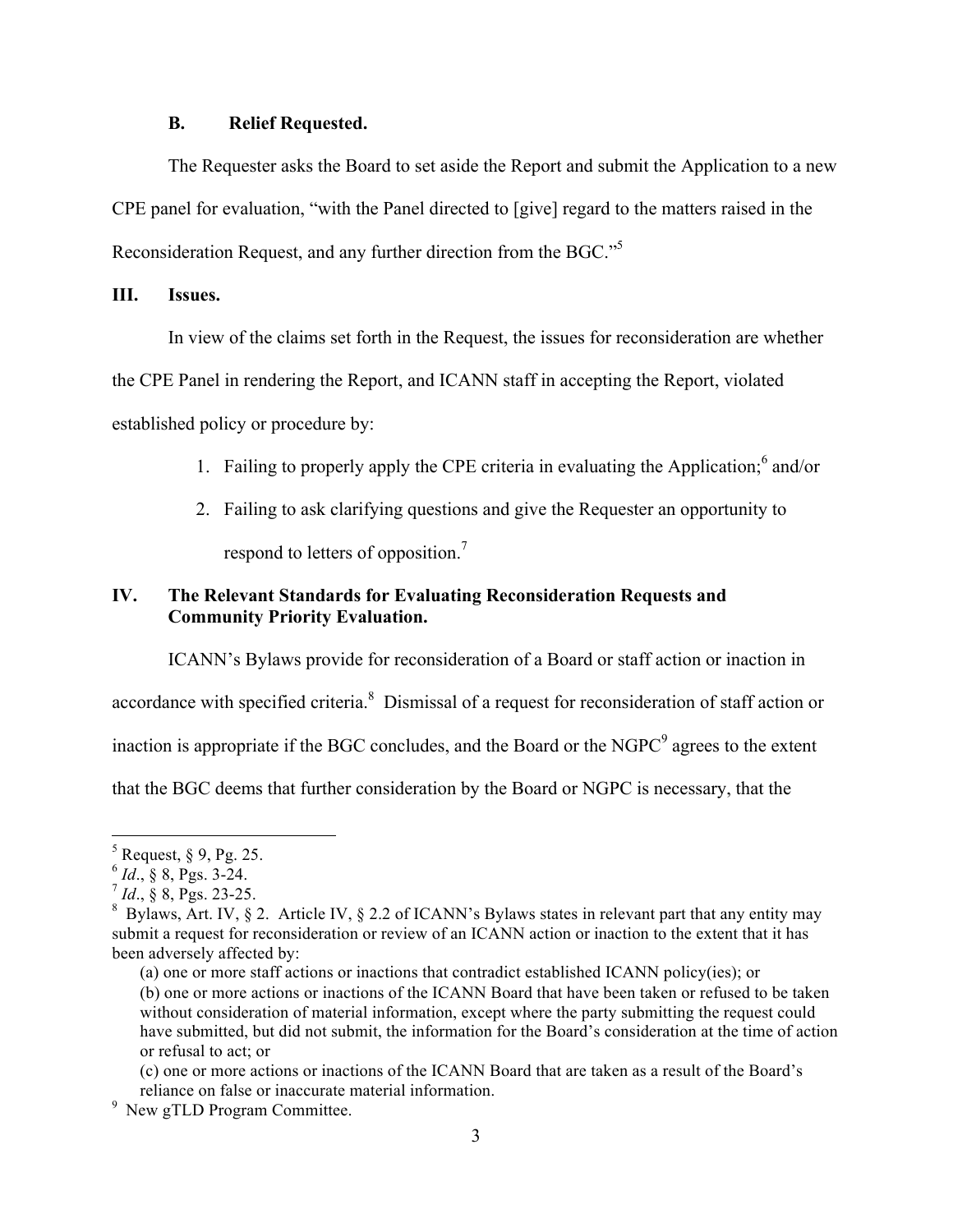### B. Relief Requested.

The Requester asks the Board to set aside the Report and submit the Application to a new CPE panel for evaluation, "with the Panel directed to [give] regard to the matters raised in the Reconsideration Request, and any further direction from the BGC."[5]

## III. Issues.

In view of the claims set forth in the Request, the issues for reconsideration are whether the CPE Panel in rendering the Report, and ICANN staff in accepting the Report, violated established policy or procedure by:

1. Failing to properly apply the CPE criteria in evaluating the Application;[6] and/or
2. Failing to ask clarifying questions and give the Requester an opportunity to respond to letters of opposition.[7]

## IV. The Relevant Standards for Evaluating Reconsideration Requests and Community Priority Evaluation.

ICANN's Bylaws provide for reconsideration of a Board or staff action or inaction in accordance with specified criteria.[8] Dismissal of a request for reconsideration of staff action or inaction is appropriate if the BGC concludes, and the Board or the NGPC[9] agrees to the extent that the BGC deems that further consideration by the Board or NGPC is necessary, that the

---

[5] Request, § 9, Pg. 25.

[6] *Id*., § 8, Pgs. 3-24.

[7] *Id*., § 8, Pgs. 23-25.

[8] Bylaws, Art. IV, § 2. Article IV, § 2.2 of ICANN's Bylaws states in relevant part that any entity may submit a request for reconsideration or review of an ICANN action or inaction to the extent that it has been adversely affected by:

(a) one or more staff actions or inactions that contradict established ICANN policy(ies); or

(b) one or more actions or inactions of the ICANN Board that have been taken or refused to be taken without consideration of material information, except where the party submitting the request could have submitted, but did not submit, the information for the Board's consideration at the time of action or refusal to act; or

(c) one or more actions or inactions of the ICANN Board that are taken as a result of the Board's reliance on false or inaccurate material information.

[9] New gTLD Program Committee.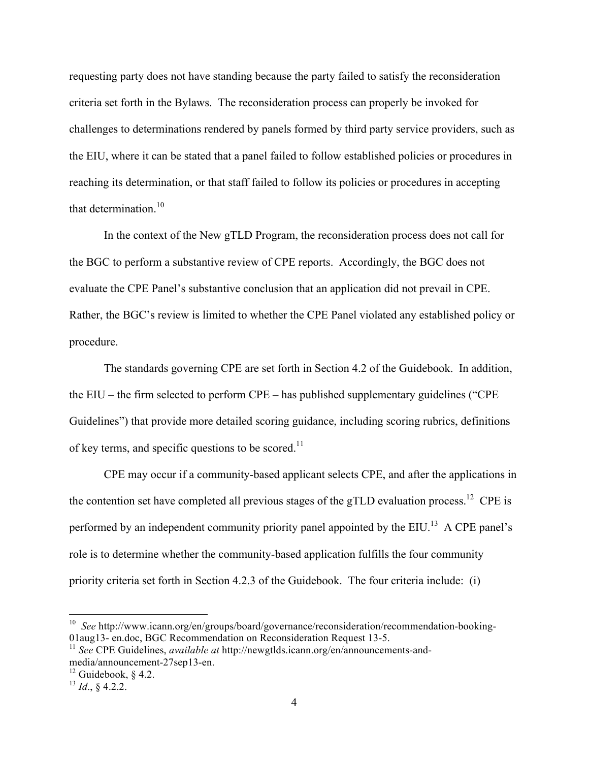requesting party does not have standing because the party failed to satisfy the reconsideration criteria set forth in the Bylaws. The reconsideration process can properly be invoked for challenges to determinations rendered by panels formed by third party service providers, such as the EIU, where it can be stated that a panel failed to follow established policies or procedures in reaching its determination, or that staff failed to follow its policies or procedures in accepting that determination.[10]

In the context of the New gTLD Program, the reconsideration process does not call for the BGC to perform a substantive review of CPE reports. Accordingly, the BGC does not evaluate the CPE Panel's substantive conclusion that an application did not prevail in CPE. Rather, the BGC's review is limited to whether the CPE Panel violated any established policy or procedure.

The standards governing CPE are set forth in Section 4.2 of the Guidebook. In addition, the EIU – the firm selected to perform CPE – has published supplementary guidelines ("CPE Guidelines") that provide more detailed scoring guidance, including scoring rubrics, definitions of key terms, and specific questions to be scored.[11]

CPE may occur if a community-based applicant selects CPE, and after the applications in the contention set have completed all previous stages of the gTLD evaluation process.[12] CPE is performed by an independent community priority panel appointed by the EIU.[13] A CPE panel's role is to determine whether the community-based application fulfills the four community priority criteria set forth in Section 4.2.3 of the Guidebook. The four criteria include: (i)

---

[10] *See* http://www.icann.org/en/groups/board/governance/reconsideration/recommendation-booking-01aug13- en.doc, BGC Recommendation on Reconsideration Request 13-5.

[11] *See* CPE Guidelines, *available at* http://newgtlds.icann.org/en/announcements-and-media/announcement-27sep13-en.

[12] Guidebook, § 4.2.

[13] *Id*., § 4.2.2.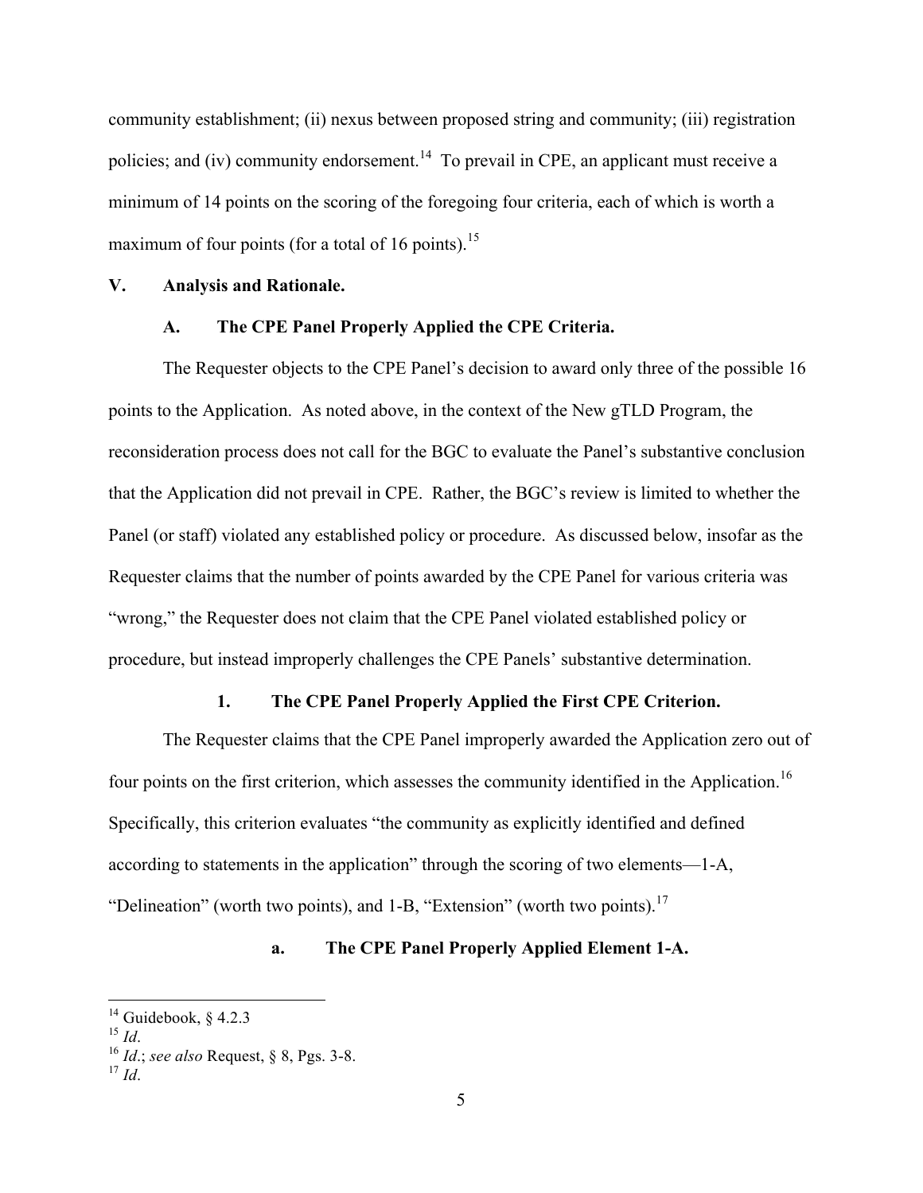community establishment; (ii) nexus between proposed string and community; (iii) registration policies; and (iv) community endorsement.[14] To prevail in CPE, an applicant must receive a minimum of 14 points on the scoring of the foregoing four criteria, each of which is worth a maximum of four points (for a total of 16 points).[15]

## V. Analysis and Rationale.

### A. The CPE Panel Properly Applied the CPE Criteria.

The Requester objects to the CPE Panel's decision to award only three of the possible 16 points to the Application. As noted above, in the context of the New gTLD Program, the reconsideration process does not call for the BGC to evaluate the Panel's substantive conclusion that the Application did not prevail in CPE. Rather, the BGC's review is limited to whether the Panel (or staff) violated any established policy or procedure. As discussed below, insofar as the Requester claims that the number of points awarded by the CPE Panel for various criteria was "wrong," the Requester does not claim that the CPE Panel violated established policy or procedure, but instead improperly challenges the CPE Panels' substantive determination.

#### 1. The CPE Panel Properly Applied the First CPE Criterion.

The Requester claims that the CPE Panel improperly awarded the Application zero out of four points on the first criterion, which assesses the community identified in the Application.[16] Specifically, this criterion evaluates "the community as explicitly identified and defined according to statements in the application" through the scoring of two elements—1-A, "Delineation" (worth two points), and 1-B, "Extension" (worth two points).[17]

##### a. The CPE Panel Properly Applied Element 1-A.

---

[14] Guidebook, § 4.2.3

[15] *Id*.

[16] *Id*.; *see also* Request, § 8, Pgs. 3-8.

[17] *Id*.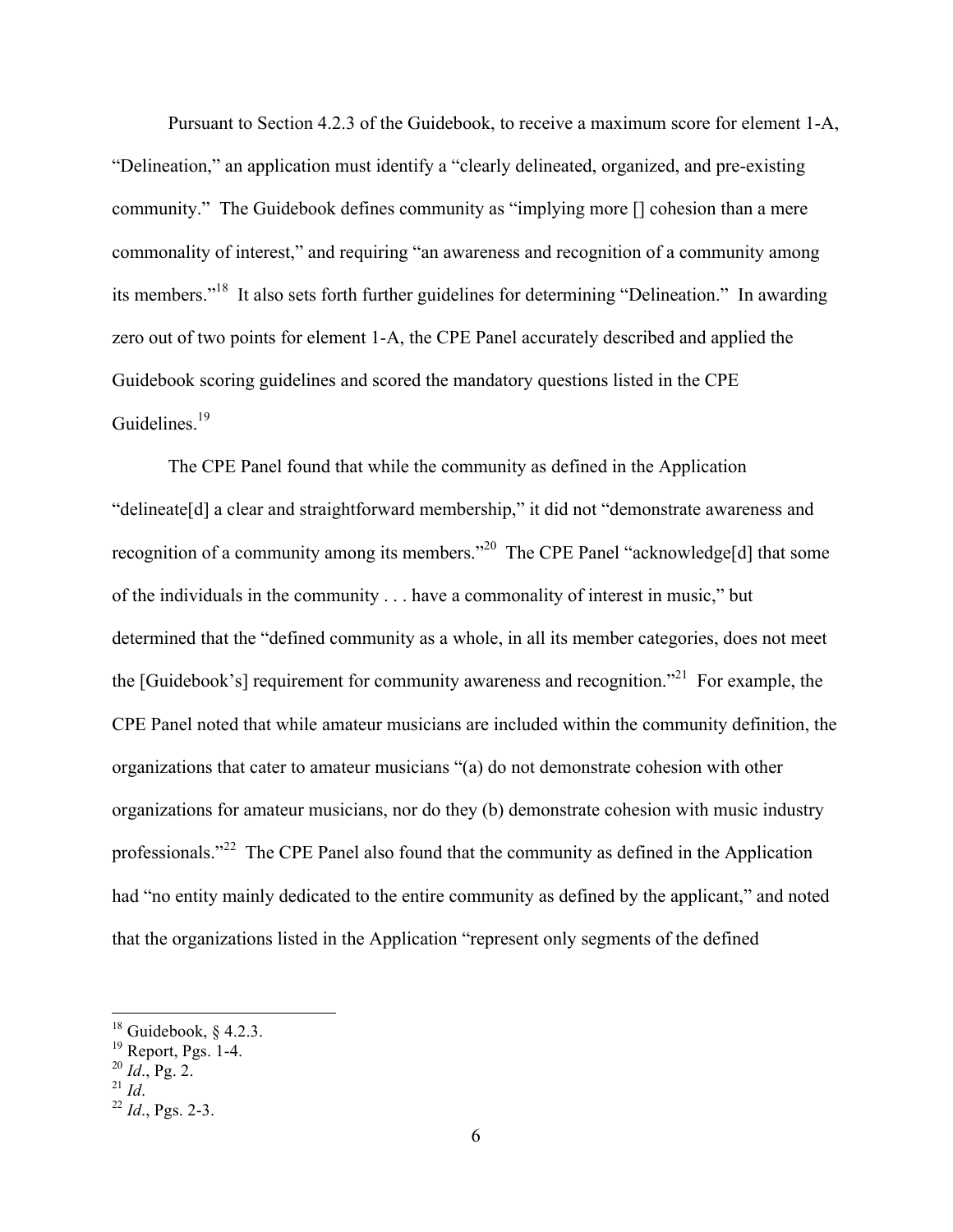Pursuant to Section 4.2.3 of the Guidebook, to receive a maximum score for element 1-A, "Delineation," an application must identify a "clearly delineated, organized, and pre-existing community." The Guidebook defines community as "implying more [] cohesion than a mere commonality of interest," and requiring "an awareness and recognition of a community among its members."[18] It also sets forth further guidelines for determining "Delineation." In awarding zero out of two points for element 1-A, the CPE Panel accurately described and applied the Guidebook scoring guidelines and scored the mandatory questions listed in the CPE Guidelines.[19]

The CPE Panel found that while the community as defined in the Application "delineate[d] a clear and straightforward membership," it did not "demonstrate awareness and recognition of a community among its members."[20] The CPE Panel "acknowledge[d] that some of the individuals in the community . . . have a commonality of interest in music," but determined that the "defined community as a whole, in all its member categories, does not meet the [Guidebook's] requirement for community awareness and recognition."[21] For example, the CPE Panel noted that while amateur musicians are included within the community definition, the organizations that cater to amateur musicians "(a) do not demonstrate cohesion with other organizations for amateur musicians, nor do they (b) demonstrate cohesion with music industry professionals."[22] The CPE Panel also found that the community as defined in the Application had "no entity mainly dedicated to the entire community as defined by the applicant," and noted that the organizations listed in the Application "represent only segments of the defined

---

[18] Guidebook, § 4.2.3.

[19] Report, Pgs. 1-4.

[20] *Id*., Pg. 2.

[21] *Id*.

[22] *Id*., Pgs. 2-3.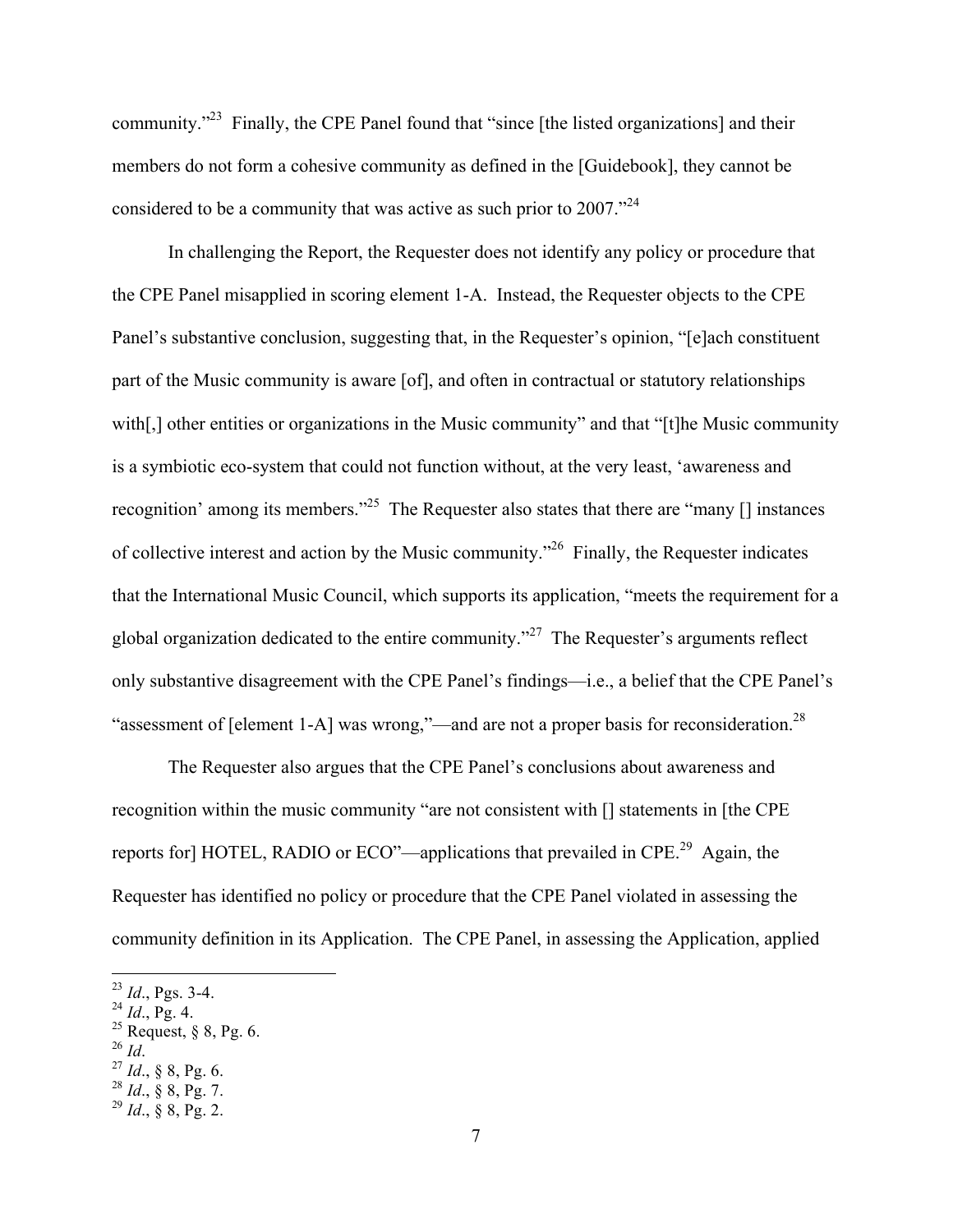community."[23] Finally, the CPE Panel found that "since [the listed organizations] and their members do not form a cohesive community as defined in the [Guidebook], they cannot be considered to be a community that was active as such prior to 2007."[24]

In challenging the Report, the Requester does not identify any policy or procedure that the CPE Panel misapplied in scoring element 1-A. Instead, the Requester objects to the CPE Panel's substantive conclusion, suggesting that, in the Requester's opinion, "[e]ach constituent part of the Music community is aware [of], and often in contractual or statutory relationships with[,] other entities or organizations in the Music community" and that "[t]he Music community is a symbiotic eco-system that could not function without, at the very least, 'awareness and recognition' among its members."[25] The Requester also states that there are "many [] instances of collective interest and action by the Music community."[26] Finally, the Requester indicates that the International Music Council, which supports its application, "meets the requirement for a global organization dedicated to the entire community."[27] The Requester's arguments reflect only substantive disagreement with the CPE Panel's findings—i.e., a belief that the CPE Panel's "assessment of [element 1-A] was wrong,"—and are not a proper basis for reconsideration.[28]

The Requester also argues that the CPE Panel's conclusions about awareness and recognition within the music community "are not consistent with [] statements in [the CPE reports for] HOTEL, RADIO or ECO"—applications that prevailed in CPE.[29] Again, the Requester has identified no policy or procedure that the CPE Panel violated in assessing the community definition in its Application. The CPE Panel, in assessing the Application, applied

---

[23] *Id*., Pgs. 3-4.
[24] *Id*., Pg. 4.
[25] Request, § 8, Pg. 6.
[26] *Id*.
[27] *Id*., § 8, Pg. 6.
[28] *Id*., § 8, Pg. 7.
[29] *Id*., § 8, Pg. 2.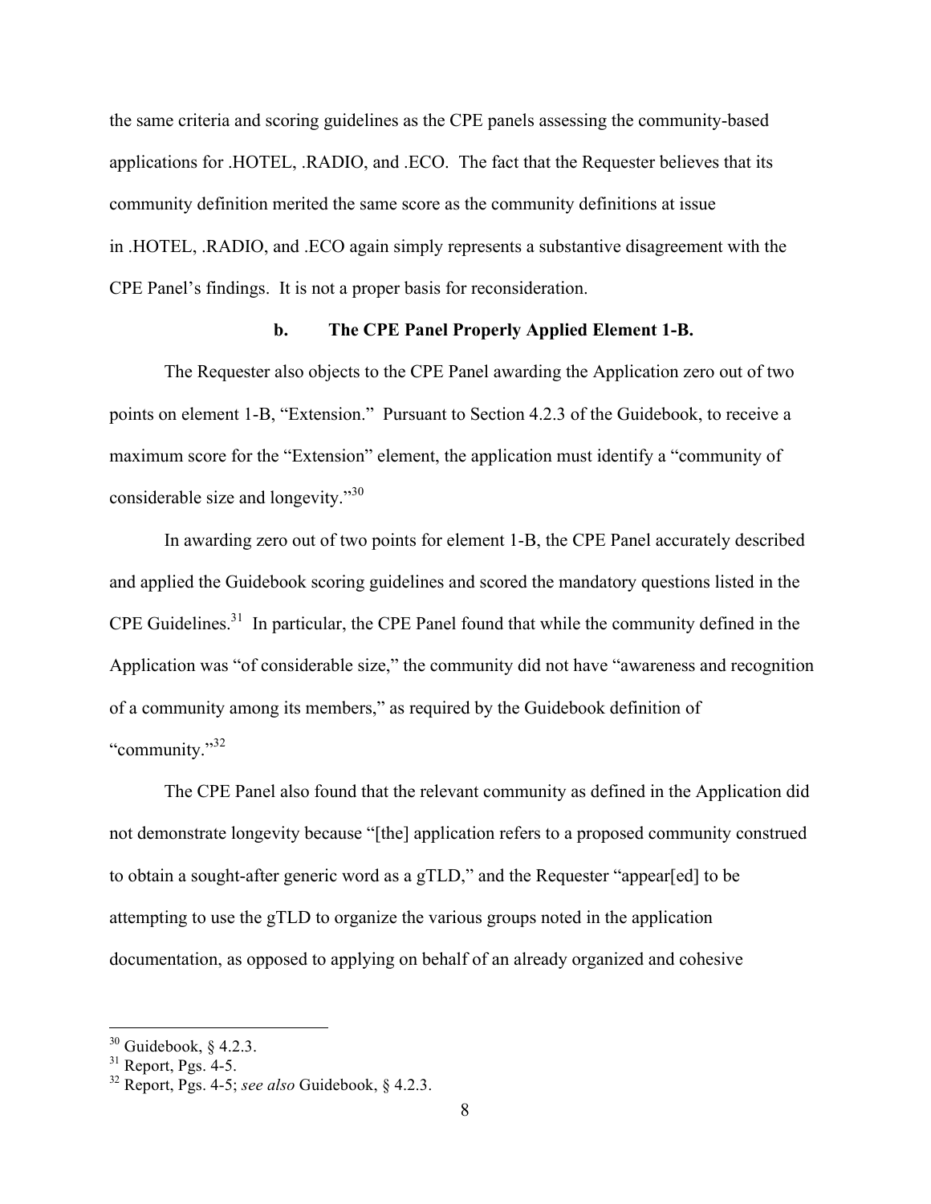the same criteria and scoring guidelines as the CPE panels assessing the community-based applications for .HOTEL, .RADIO, and .ECO. The fact that the Requester believes that its community definition merited the same score as the community definitions at issue in .HOTEL, .RADIO, and .ECO again simply represents a substantive disagreement with the CPE Panel's findings. It is not a proper basis for reconsideration.

**b. The CPE Panel Properly Applied Element 1-B.**

The Requester also objects to the CPE Panel awarding the Application zero out of two points on element 1-B, "Extension." Pursuant to Section 4.2.3 of the Guidebook, to receive a maximum score for the "Extension" element, the application must identify a "community of considerable size and longevity."[30]

In awarding zero out of two points for element 1-B, the CPE Panel accurately described and applied the Guidebook scoring guidelines and scored the mandatory questions listed in the CPE Guidelines.[31] In particular, the CPE Panel found that while the community defined in the Application was "of considerable size," the community did not have "awareness and recognition of a community among its members," as required by the Guidebook definition of "community."[32]

The CPE Panel also found that the relevant community as defined in the Application did not demonstrate longevity because "[the] application refers to a proposed community construed to obtain a sought-after generic word as a gTLD," and the Requester "appear[ed] to be attempting to use the gTLD to organize the various groups noted in the application documentation, as opposed to applying on behalf of an already organized and cohesive

---

[30] Guidebook, § 4.2.3.

[31] Report, Pgs. 4-5.

[32] Report, Pgs. 4-5; *see also* Guidebook, § 4.2.3.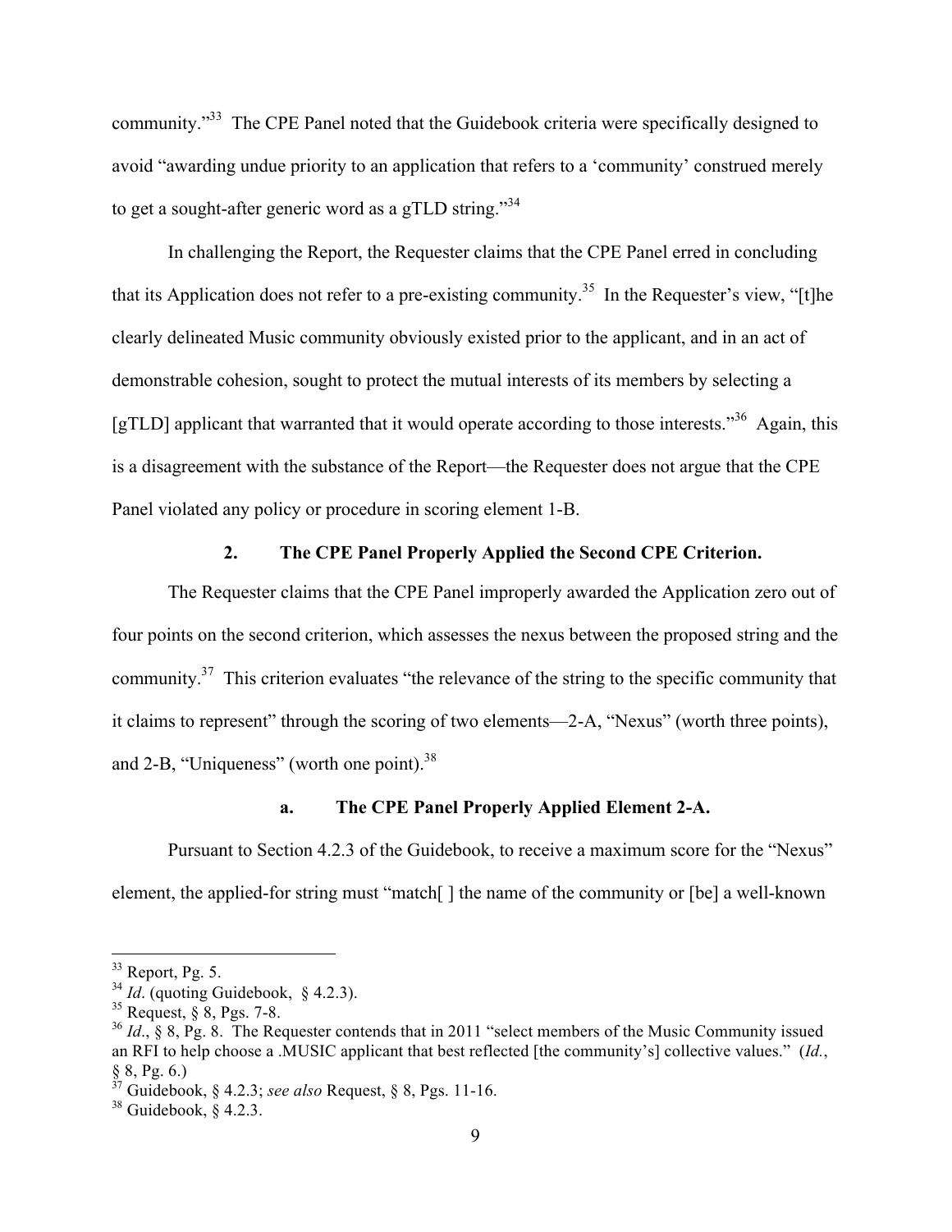community."[33] The CPE Panel noted that the Guidebook criteria were specifically designed to avoid "awarding undue priority to an application that refers to a 'community' construed merely to get a sought-after generic word as a gTLD string."[34]

In challenging the Report, the Requester claims that the CPE Panel erred in concluding that its Application does not refer to a pre-existing community.[35] In the Requester's view, "[t]he clearly delineated Music community obviously existed prior to the applicant, and in an act of demonstrable cohesion, sought to protect the mutual interests of its members by selecting a [gTLD] applicant that warranted that it would operate according to those interests."[36] Again, this is a disagreement with the substance of the Report—the Requester does not argue that the CPE Panel violated any policy or procedure in scoring element 1-B.

### 2. The CPE Panel Properly Applied the Second CPE Criterion.

The Requester claims that the CPE Panel improperly awarded the Application zero out of four points on the second criterion, which assesses the nexus between the proposed string and the community.[37] This criterion evaluates "the relevance of the string to the specific community that it claims to represent" through the scoring of two elements—2-A, "Nexus" (worth three points), and 2-B, "Uniqueness" (worth one point).[38]

#### a. The CPE Panel Properly Applied Element 2-A.

Pursuant to Section 4.2.3 of the Guidebook, to receive a maximum score for the "Nexus" element, the applied-for string must "match[ ] the name of the community or [be] a well-known

---

[33] Report, Pg. 5.

[34] *Id*. (quoting Guidebook, § 4.2.3).

[35] Request, § 8, Pgs. 7-8.

[36] *Id*., § 8, Pg. 8. The Requester contends that in 2011 "select members of the Music Community issued an RFI to help choose a .MUSIC applicant that best reflected [the community's] collective values." (*Id.*, § 8, Pg. 6.)

[37] Guidebook, § 4.2.3; *see also* Request, § 8, Pgs. 11-16.

[38] Guidebook, § 4.2.3.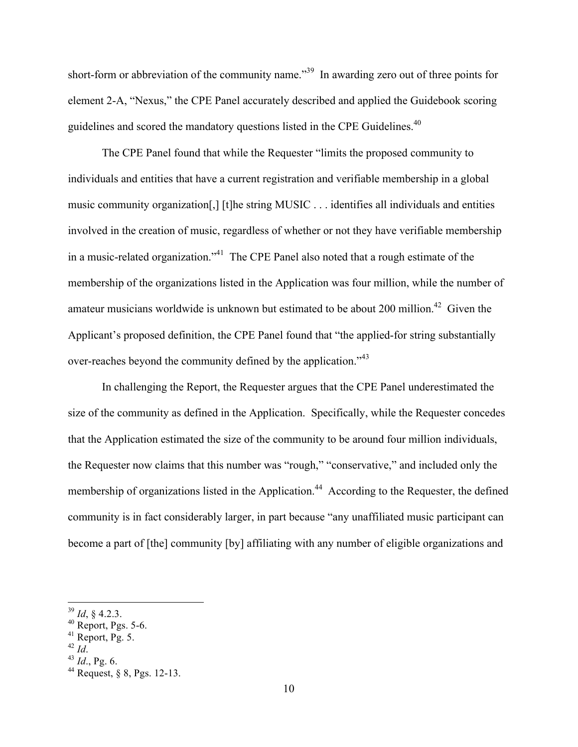short-form or abbreviation of the community name."[39] In awarding zero out of three points for element 2-A, "Nexus," the CPE Panel accurately described and applied the Guidebook scoring guidelines and scored the mandatory questions listed in the CPE Guidelines.[40]

The CPE Panel found that while the Requester "limits the proposed community to individuals and entities that have a current registration and verifiable membership in a global music community organization[,] [t]he string MUSIC . . . identifies all individuals and entities involved in the creation of music, regardless of whether or not they have verifiable membership in a music-related organization."[41] The CPE Panel also noted that a rough estimate of the membership of the organizations listed in the Application was four million, while the number of amateur musicians worldwide is unknown but estimated to be about 200 million.[42] Given the Applicant's proposed definition, the CPE Panel found that "the applied-for string substantially over-reaches beyond the community defined by the application."[43]

In challenging the Report, the Requester argues that the CPE Panel underestimated the size of the community as defined in the Application. Specifically, while the Requester concedes that the Application estimated the size of the community to be around four million individuals, the Requester now claims that this number was "rough," "conservative," and included only the membership of organizations listed in the Application.[44] According to the Requester, the defined community is in fact considerably larger, in part because "any unaffiliated music participant can become a part of [the] community [by] affiliating with any number of eligible organizations and

---

[39] *Id*, § 4.2.3.
[40] Report, Pgs. 5-6.
[41] Report, Pg. 5.
[42] *Id*.
[43] *Id*., Pg. 6.
[44] Request, § 8, Pgs. 12-13.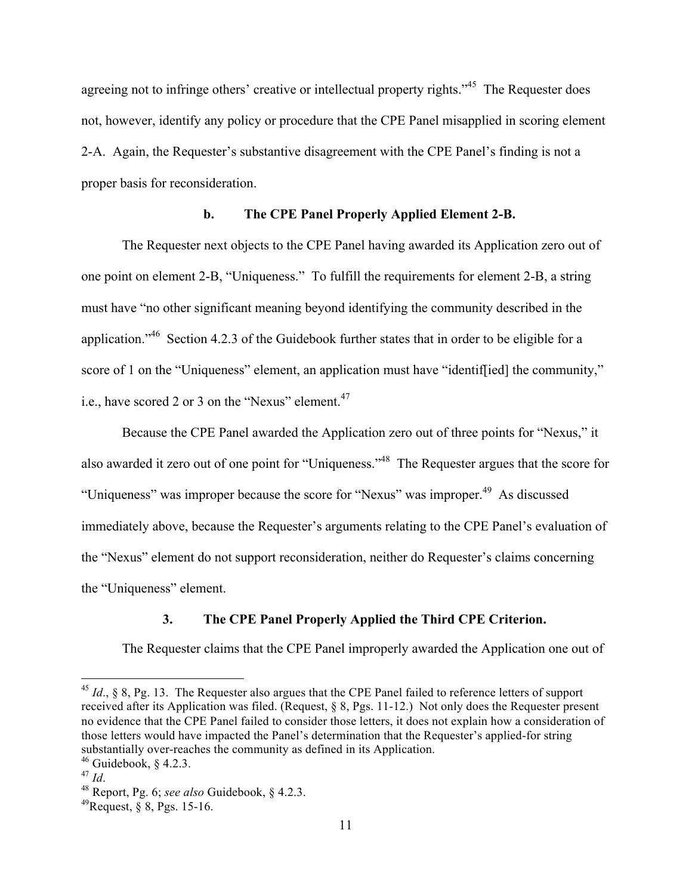agreeing not to infringe others' creative or intellectual property rights."[45] The Requester does not, however, identify any policy or procedure that the CPE Panel misapplied in scoring element 2-A. Again, the Requester's substantive disagreement with the CPE Panel's finding is not a proper basis for reconsideration.

#### b. The CPE Panel Properly Applied Element 2-B.

The Requester next objects to the CPE Panel having awarded its Application zero out of one point on element 2-B, "Uniqueness." To fulfill the requirements for element 2-B, a string must have "no other significant meaning beyond identifying the community described in the application."[46] Section 4.2.3 of the Guidebook further states that in order to be eligible for a score of 1 on the "Uniqueness" element, an application must have "identif[ied] the community," i.e., have scored 2 or 3 on the "Nexus" element.[47]

Because the CPE Panel awarded the Application zero out of three points for "Nexus," it also awarded it zero out of one point for "Uniqueness."[48] The Requester argues that the score for "Uniqueness" was improper because the score for "Nexus" was improper.[49] As discussed immediately above, because the Requester's arguments relating to the CPE Panel's evaluation of the "Nexus" element do not support reconsideration, neither do Requester's claims concerning the "Uniqueness" element.

### 3. The CPE Panel Properly Applied the Third CPE Criterion.

The Requester claims that the CPE Panel improperly awarded the Application one out of

---

[45] *Id*., § 8, Pg. 13. The Requester also argues that the CPE Panel failed to reference letters of support received after its Application was filed. (Request, § 8, Pgs. 11-12.) Not only does the Requester present no evidence that the CPE Panel failed to consider those letters, it does not explain how a consideration of those letters would have impacted the Panel's determination that the Requester's applied-for string substantially over-reaches the community as defined in its Application.

[46] Guidebook, § 4.2.3.

[47] *Id*.

[48] Report, Pg. 6; *see also* Guidebook, § 4.2.3.

[49] Request, § 8, Pgs. 15-16.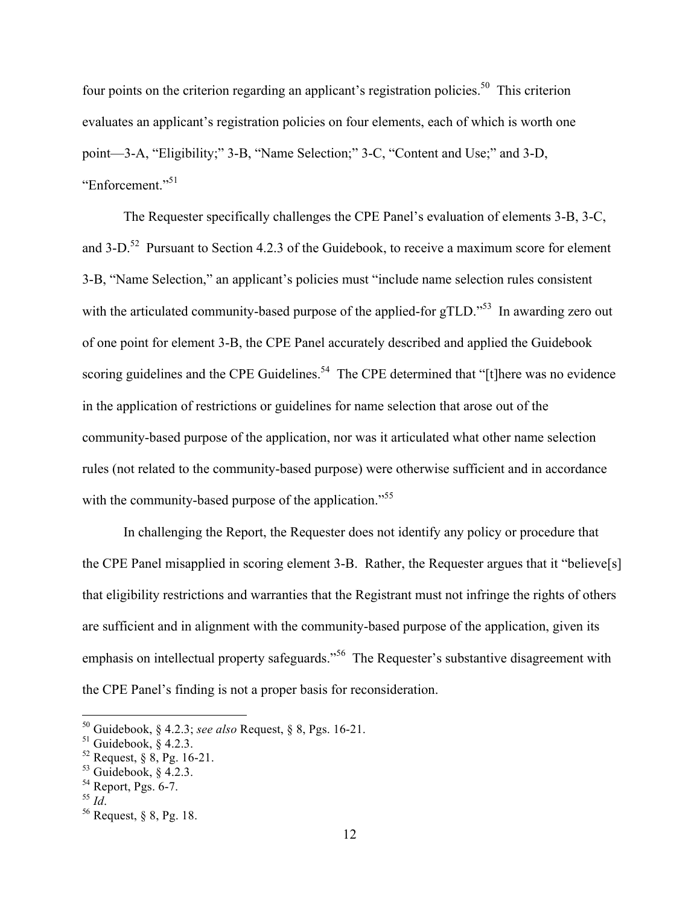four points on the criterion regarding an applicant's registration policies.[50] This criterion evaluates an applicant's registration policies on four elements, each of which is worth one point—3-A, "Eligibility;" 3-B, "Name Selection;" 3-C, "Content and Use;" and 3-D, "Enforcement."[51]

The Requester specifically challenges the CPE Panel's evaluation of elements 3-B, 3-C, and 3-D.[52] Pursuant to Section 4.2.3 of the Guidebook, to receive a maximum score for element 3-B, "Name Selection," an applicant's policies must "include name selection rules consistent with the articulated community-based purpose of the applied-for gTLD."[53] In awarding zero out of one point for element 3-B, the CPE Panel accurately described and applied the Guidebook scoring guidelines and the CPE Guidelines.[54] The CPE determined that "[t]here was no evidence in the application of restrictions or guidelines for name selection that arose out of the community-based purpose of the application, nor was it articulated what other name selection rules (not related to the community-based purpose) were otherwise sufficient and in accordance with the community-based purpose of the application."[55]

In challenging the Report, the Requester does not identify any policy or procedure that the CPE Panel misapplied in scoring element 3-B. Rather, the Requester argues that it "believe[s] that eligibility restrictions and warranties that the Registrant must not infringe the rights of others are sufficient and in alignment with the community-based purpose of the application, given its emphasis on intellectual property safeguards."[56] The Requester's substantive disagreement with the CPE Panel's finding is not a proper basis for reconsideration.

---

[50] Guidebook, § 4.2.3; *see also* Request, § 8, Pgs. 16-21.
[51] Guidebook, § 4.2.3.
[52] Request, § 8, Pg. 16-21.
[53] Guidebook, § 4.2.3.
[54] Report, Pgs. 6-7.
[55] *Id*.
[56] Request, § 8, Pg. 18.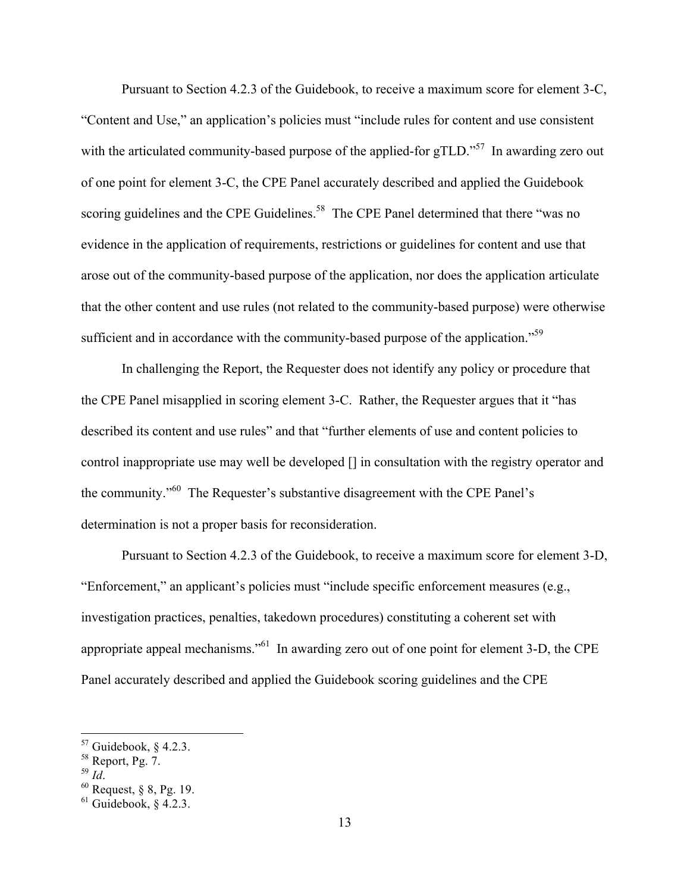Pursuant to Section 4.2.3 of the Guidebook, to receive a maximum score for element 3-C, "Content and Use," an application's policies must "include rules for content and use consistent with the articulated community-based purpose of the applied-for gTLD."[57] In awarding zero out of one point for element 3-C, the CPE Panel accurately described and applied the Guidebook scoring guidelines and the CPE Guidelines.[58] The CPE Panel determined that there "was no evidence in the application of requirements, restrictions or guidelines for content and use that arose out of the community-based purpose of the application, nor does the application articulate that the other content and use rules (not related to the community-based purpose) were otherwise sufficient and in accordance with the community-based purpose of the application."[59]

In challenging the Report, the Requester does not identify any policy or procedure that the CPE Panel misapplied in scoring element 3-C. Rather, the Requester argues that it "has described its content and use rules" and that "further elements of use and content policies to control inappropriate use may well be developed [] in consultation with the registry operator and the community."[60] The Requester's substantive disagreement with the CPE Panel's determination is not a proper basis for reconsideration.

Pursuant to Section 4.2.3 of the Guidebook, to receive a maximum score for element 3-D, "Enforcement," an applicant's policies must "include specific enforcement measures (e.g., investigation practices, penalties, takedown procedures) constituting a coherent set with appropriate appeal mechanisms."[61] In awarding zero out of one point for element 3-D, the CPE Panel accurately described and applied the Guidebook scoring guidelines and the CPE

---

[57] Guidebook, § 4.2.3.

[58] Report, Pg. 7.

[59] *Id*.

[60] Request, § 8, Pg. 19.

[61] Guidebook, § 4.2.3.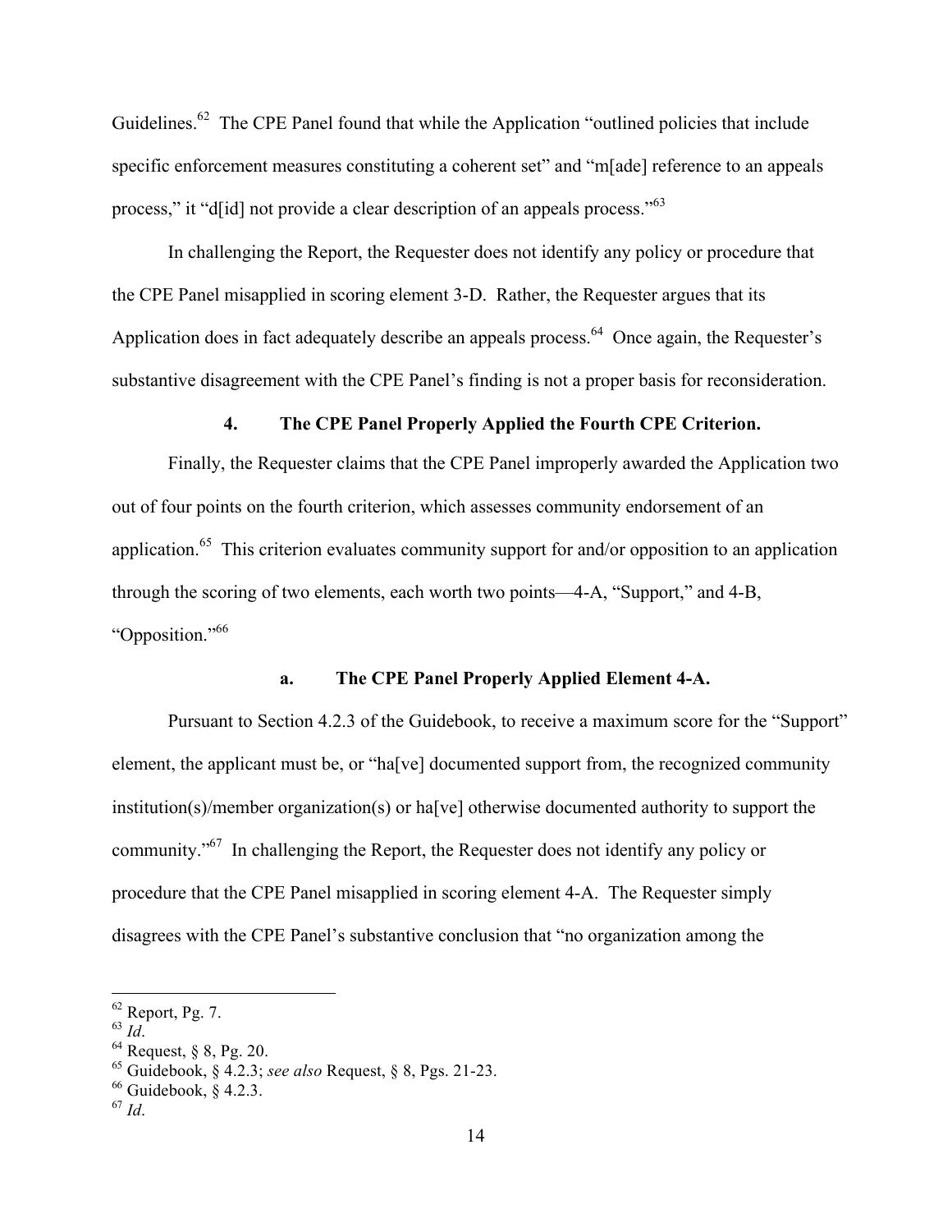Guidelines.[62] The CPE Panel found that while the Application "outlined policies that include specific enforcement measures constituting a coherent set" and "m[ade] reference to an appeals process," it "d[id] not provide a clear description of an appeals process."[63]

In challenging the Report, the Requester does not identify any policy or procedure that the CPE Panel misapplied in scoring element 3-D. Rather, the Requester argues that its Application does in fact adequately describe an appeals process.[64] Once again, the Requester's substantive disagreement with the CPE Panel's finding is not a proper basis for reconsideration.

### 4. The CPE Panel Properly Applied the Fourth CPE Criterion.

Finally, the Requester claims that the CPE Panel improperly awarded the Application two out of four points on the fourth criterion, which assesses community endorsement of an application.[65] This criterion evaluates community support for and/or opposition to an application through the scoring of two elements, each worth two points—4-A, "Support," and 4-B, "Opposition."[66]

#### a. The CPE Panel Properly Applied Element 4-A.

Pursuant to Section 4.2.3 of the Guidebook, to receive a maximum score for the "Support" element, the applicant must be, or "ha[ve] documented support from, the recognized community institution(s)/member organization(s) or ha[ve] otherwise documented authority to support the community."[67] In challenging the Report, the Requester does not identify any policy or procedure that the CPE Panel misapplied in scoring element 4-A. The Requester simply disagrees with the CPE Panel's substantive conclusion that "no organization among the

---

[62] Report, Pg. 7.

[63] *Id*.

[64] Request, § 8, Pg. 20.

[65] Guidebook, § 4.2.3; *see also* Request, § 8, Pgs. 21-23.

[66] Guidebook, § 4.2.3.

[67] *Id*.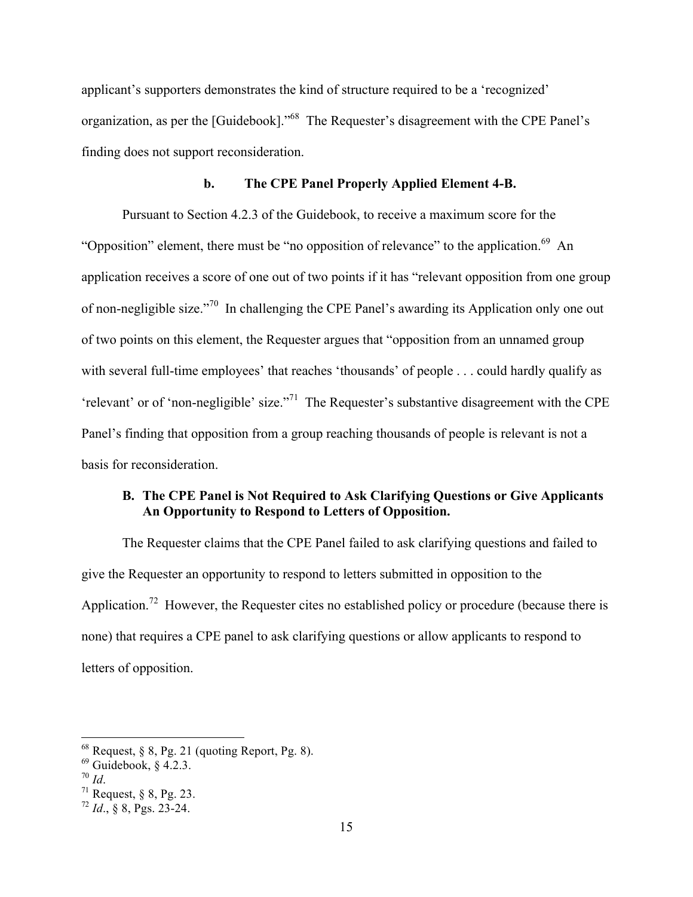applicant's supporters demonstrates the kind of structure required to be a 'recognized' organization, as per the [Guidebook]."[68] The Requester's disagreement with the CPE Panel's finding does not support reconsideration.

#### b. The CPE Panel Properly Applied Element 4-B.

Pursuant to Section 4.2.3 of the Guidebook, to receive a maximum score for the "Opposition" element, there must be "no opposition of relevance" to the application.[69] An application receives a score of one out of two points if it has "relevant opposition from one group of non-negligible size."[70] In challenging the CPE Panel's awarding its Application only one out of two points on this element, the Requester argues that "opposition from an unnamed group with several full-time employees' that reaches 'thousands' of people . . . could hardly qualify as 'relevant' or of 'non-negligible' size."[71] The Requester's substantive disagreement with the CPE Panel's finding that opposition from a group reaching thousands of people is relevant is not a basis for reconsideration.

### B. The CPE Panel is Not Required to Ask Clarifying Questions or Give Applicants An Opportunity to Respond to Letters of Opposition.

The Requester claims that the CPE Panel failed to ask clarifying questions and failed to give the Requester an opportunity to respond to letters submitted in opposition to the Application.[72] However, the Requester cites no established policy or procedure (because there is none) that requires a CPE panel to ask clarifying questions or allow applicants to respond to letters of opposition.

---

[68] Request, § 8, Pg. 21 (quoting Report, Pg. 8).

[69] Guidebook, § 4.2.3.

[70] *Id*.

[71] Request, § 8, Pg. 23.

[72] *Id*., § 8, Pgs. 23-24.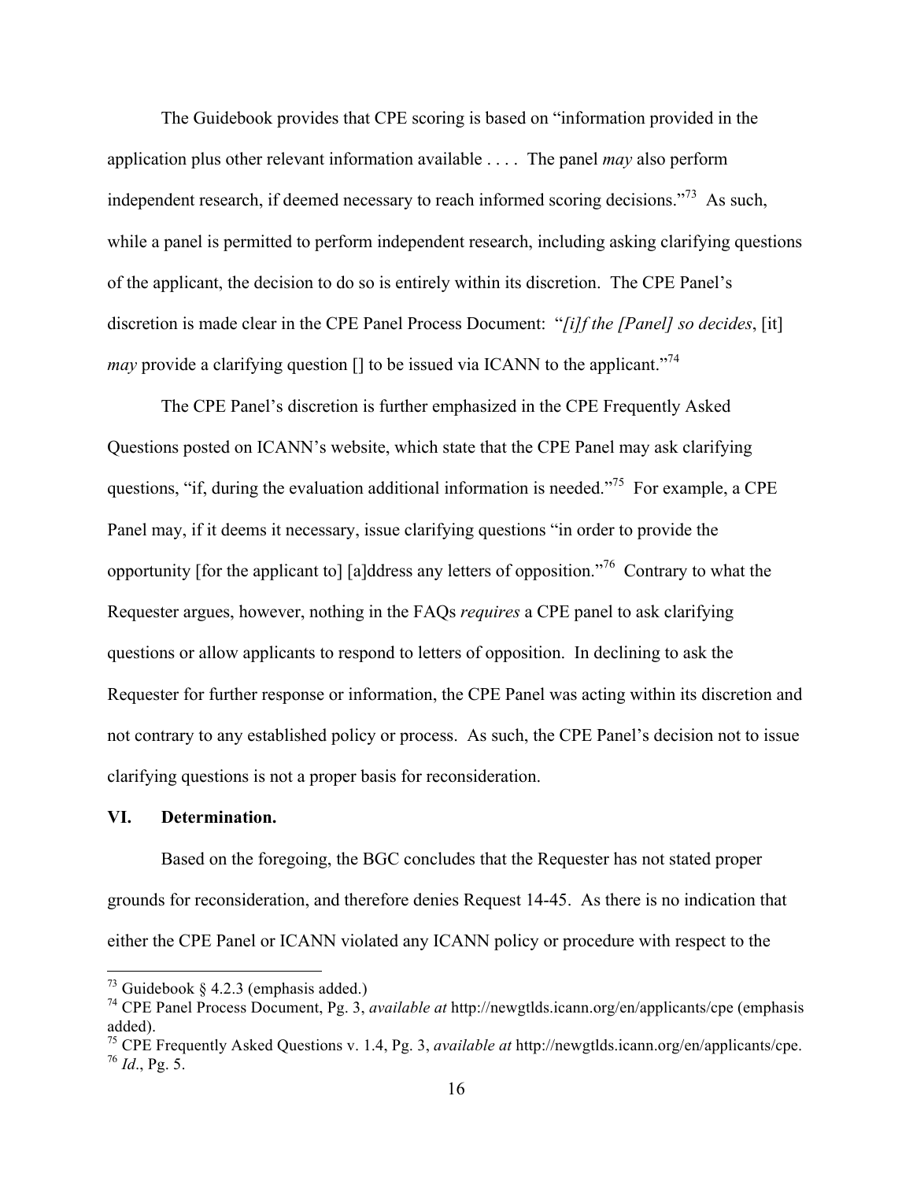The Guidebook provides that CPE scoring is based on "information provided in the application plus other relevant information available . . . . The panel *may* also perform independent research, if deemed necessary to reach informed scoring decisions."[73] As such, while a panel is permitted to perform independent research, including asking clarifying questions of the applicant, the decision to do so is entirely within its discretion. The CPE Panel's discretion is made clear in the CPE Panel Process Document: "*[i]f the [Panel] so decides*, [it] *may* provide a clarifying question [] to be issued via ICANN to the applicant."[74]

The CPE Panel's discretion is further emphasized in the CPE Frequently Asked Questions posted on ICANN's website, which state that the CPE Panel may ask clarifying questions, "if, during the evaluation additional information is needed."[75] For example, a CPE Panel may, if it deems it necessary, issue clarifying questions "in order to provide the opportunity [for the applicant to] [a]ddress any letters of opposition."[76] Contrary to what the Requester argues, however, nothing in the FAQs *requires* a CPE panel to ask clarifying questions or allow applicants to respond to letters of opposition. In declining to ask the Requester for further response or information, the CPE Panel was acting within its discretion and not contrary to any established policy or process. As such, the CPE Panel's decision not to issue clarifying questions is not a proper basis for reconsideration.

## VI. Determination.

Based on the foregoing, the BGC concludes that the Requester has not stated proper grounds for reconsideration, and therefore denies Request 14-45. As there is no indication that either the CPE Panel or ICANN violated any ICANN policy or procedure with respect to the

---

[73] Guidebook § 4.2.3 (emphasis added.)

[74] CPE Panel Process Document, Pg. 3, *available at* http://newgtlds.icann.org/en/applicants/cpe (emphasis added).

[75] CPE Frequently Asked Questions v. 1.4, Pg. 3, *available at* http://newgtlds.icann.org/en/applicants/cpe.

[76] *Id*., Pg. 5.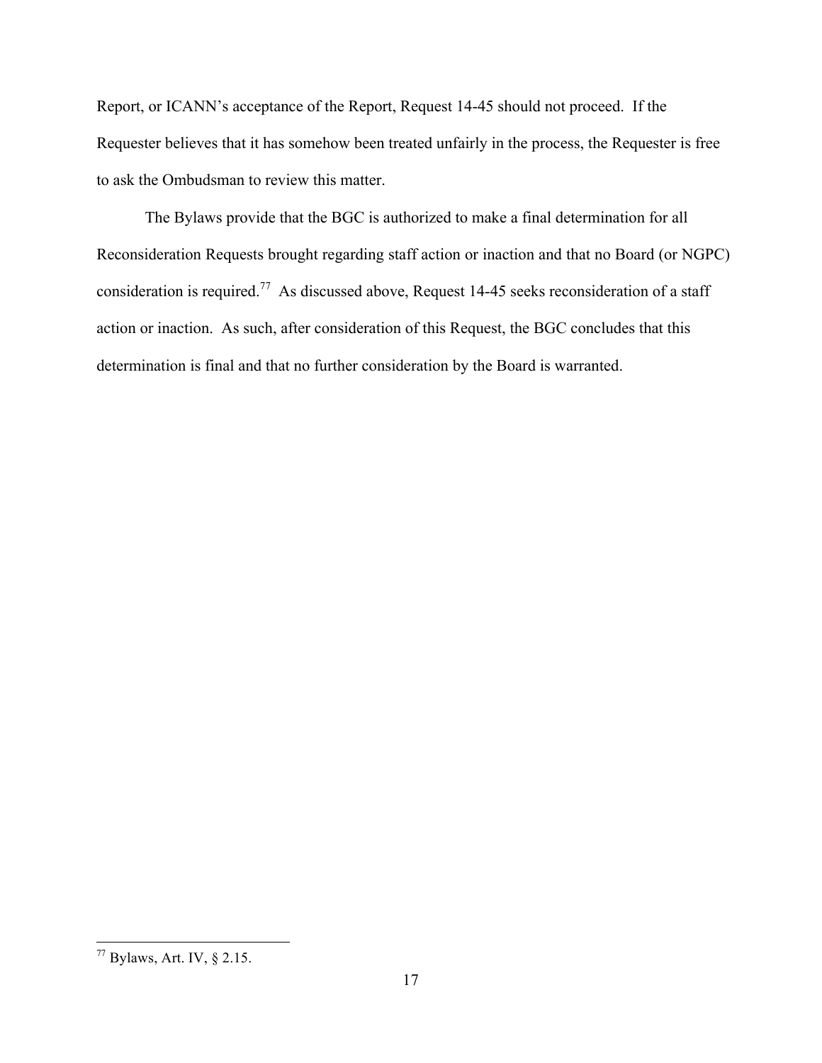Report, or ICANN's acceptance of the Report, Request 14-45 should not proceed. If the Requester believes that it has somehow been treated unfairly in the process, the Requester is free to ask the Ombudsman to review this matter.

The Bylaws provide that the BGC is authorized to make a final determination for all Reconsideration Requests brought regarding staff action or inaction and that no Board (or NGPC) consideration is required.[77] As discussed above, Request 14-45 seeks reconsideration of a staff action or inaction. As such, after consideration of this Request, the BGC concludes that this determination is final and that no further consideration by the Board is warranted.

[77] Bylaws, Art. IV, § 2.15.